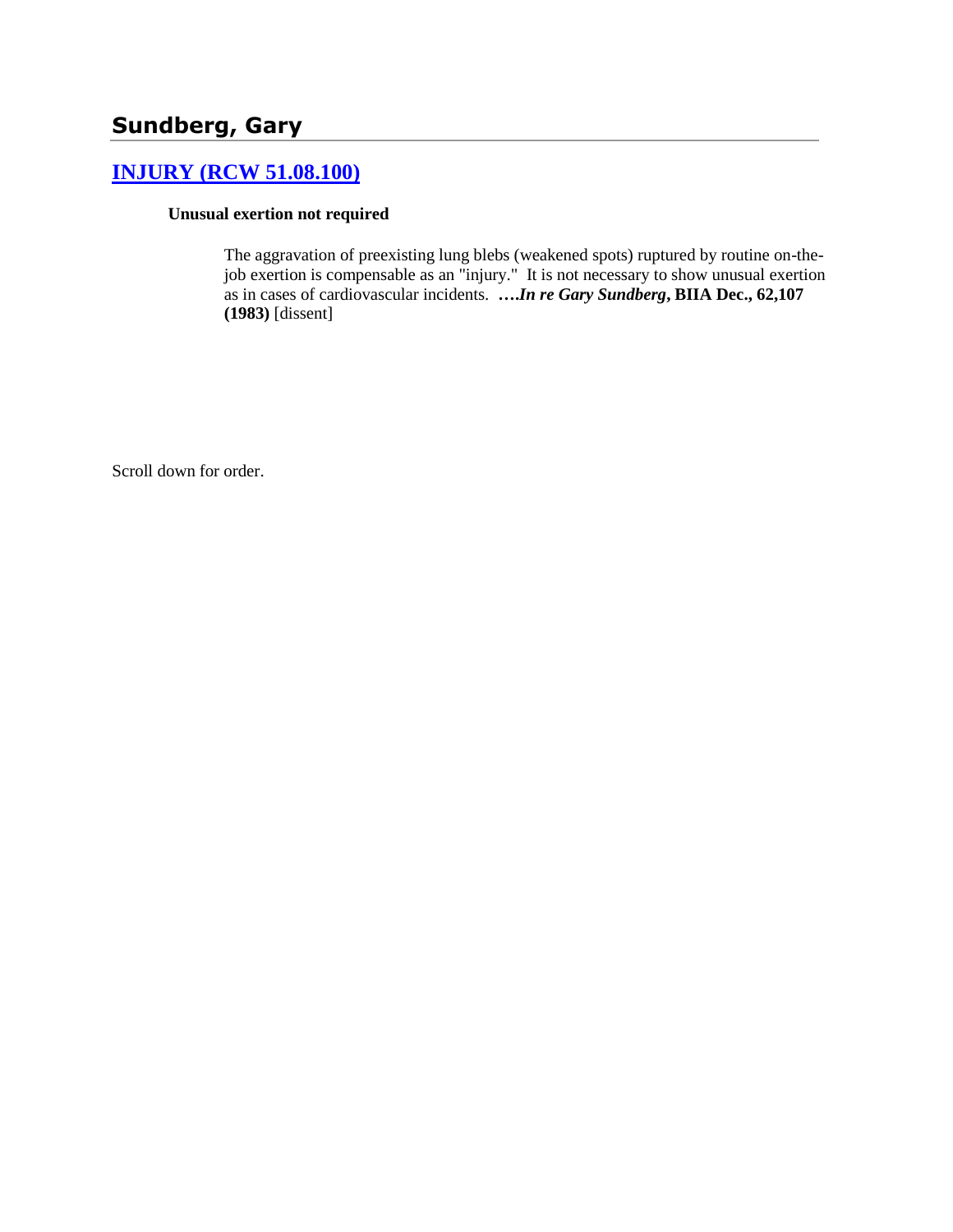## Sundberg, Gary

### [INJURY (RCW 51.08.100)]

**Unusual exertion not required**

> The aggravation of preexisting lung blebs (weakened spots) ruptured by routine on-the-job exertion is compensable as an "injury." It is not necessary to show unusual exertion as in cases of cardiovascular incidents. ****….In re Gary Sundberg*, BIIA Dec., 62,107 (1983)** [dissent]

Scroll down for order.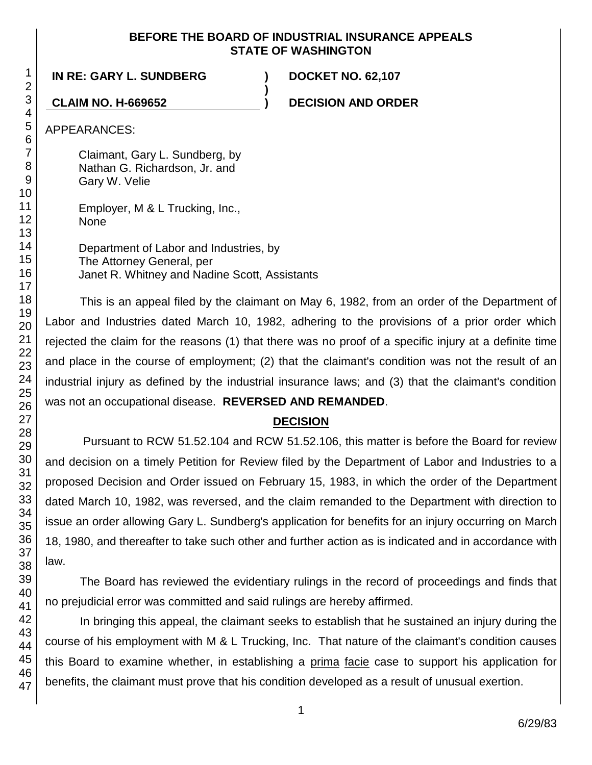**BEFORE THE BOARD OF INDUSTRIAL INSURANCE APPEALS**
**STATE OF WASHINGTON**

**IN RE: GARY L. SUNDBERG** ) **DOCKET NO. 62,107**
)
**CLAIM NO. H-669652** ) **DECISION AND ORDER**

APPEARANCES:

Claimant, Gary L. Sundberg, by
Nathan G. Richardson, Jr. and
Gary W. Velie

Employer, M & L Trucking, Inc.,
None

Department of Labor and Industries, by
The Attorney General, per
Janet R. Whitney and Nadine Scott, Assistants

This is an appeal filed by the claimant on May 6, 1982, from an order of the Department of Labor and Industries dated March 10, 1982, adhering to the provisions of a prior order which rejected the claim for the reasons (1) that there was no proof of a specific injury at a definite time and place in the course of employment; (2) that the claimant's condition was not the result of an industrial injury as defined by the industrial insurance laws; and (3) that the claimant's condition was not an occupational disease. **REVERSED AND REMANDED**.

## DECISION

Pursuant to RCW 51.52.104 and RCW 51.52.106, this matter is before the Board for review and decision on a timely Petition for Review filed by the Department of Labor and Industries to a proposed Decision and Order issued on February 15, 1983, in which the order of the Department dated March 10, 1982, was reversed, and the claim remanded to the Department with direction to issue an order allowing Gary L. Sundberg's application for benefits for an injury occurring on March 18, 1980, and thereafter to take such other and further action as is indicated and in accordance with law.

The Board has reviewed the evidentiary rulings in the record of proceedings and finds that no prejudicial error was committed and said rulings are hereby affirmed.

In bringing this appeal, the claimant seeks to establish that he sustained an injury during the course of his employment with M & L Trucking, Inc. That nature of the claimant's condition causes this Board to examine whether, in establishing a prima facie case to support his application for benefits, the claimant must prove that his condition developed as a result of unusual exertion.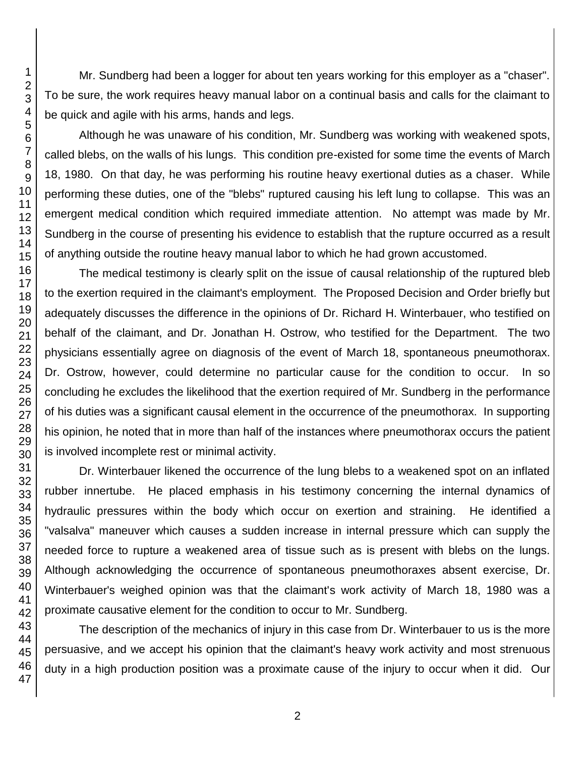Mr. Sundberg had been a logger for about ten years working for this employer as a "chaser". To be sure, the work requires heavy manual labor on a continual basis and calls for the claimant to be quick and agile with his arms, hands and legs.

Although he was unaware of his condition, Mr. Sundberg was working with weakened spots, called blebs, on the walls of his lungs. This condition pre-existed for some time the events of March 18, 1980. On that day, he was performing his routine heavy exertional duties as a chaser. While performing these duties, one of the "blebs" ruptured causing his left lung to collapse. This was an emergent medical condition which required immediate attention. No attempt was made by Mr. Sundberg in the course of presenting his evidence to establish that the rupture occurred as a result of anything outside the routine heavy manual labor to which he had grown accustomed.

The medical testimony is clearly split on the issue of causal relationship of the ruptured bleb to the exertion required in the claimant's employment. The Proposed Decision and Order briefly but adequately discusses the difference in the opinions of Dr. Richard H. Winterbauer, who testified on behalf of the claimant, and Dr. Jonathan H. Ostrow, who testified for the Department. The two physicians essentially agree on diagnosis of the event of March 18, spontaneous pneumothorax. Dr. Ostrow, however, could determine no particular cause for the condition to occur. In so concluding he excludes the likelihood that the exertion required of Mr. Sundberg in the performance of his duties was a significant causal element in the occurrence of the pneumothorax. In supporting his opinion, he noted that in more than half of the instances where pneumothorax occurs the patient is involved incomplete rest or minimal activity.

Dr. Winterbauer likened the occurrence of the lung blebs to a weakened spot on an inflated rubber innertube. He placed emphasis in his testimony concerning the internal dynamics of hydraulic pressures within the body which occur on exertion and straining. He identified a "valsalva" maneuver which causes a sudden increase in internal pressure which can supply the needed force to rupture a weakened area of tissue such as is present with blebs on the lungs. Although acknowledging the occurrence of spontaneous pneumothoraxes absent exercise, Dr. Winterbauer's weighed opinion was that the claimant's work activity of March 18, 1980 was a proximate causative element for the condition to occur to Mr. Sundberg.

The description of the mechanics of injury in this case from Dr. Winterbauer to us is the more persuasive, and we accept his opinion that the claimant's heavy work activity and most strenuous duty in a high production position was a proximate cause of the injury to occur when it did. Our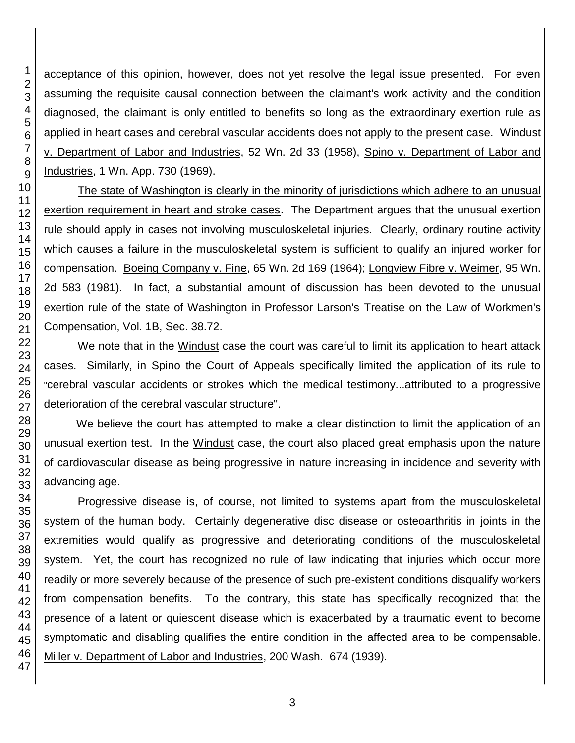acceptance of this opinion, however, does not yet resolve the legal issue presented. For even assuming the requisite causal connection between the claimant's work activity and the condition diagnosed, the claimant is only entitled to benefits so long as the extraordinary exertion rule as applied in heart cases and cerebral vascular accidents does not apply to the present case. Windust v. Department of Labor and Industries, 52 Wn. 2d 33 (1958), Spino v. Department of Labor and Industries, 1 Wn. App. 730 (1969).

The state of Washington is clearly in the minority of jurisdictions which adhere to an unusual exertion requirement in heart and stroke cases. The Department argues that the unusual exertion rule should apply in cases not involving musculoskeletal injuries. Clearly, ordinary routine activity which causes a failure in the musculoskeletal system is sufficient to qualify an injured worker for compensation. Boeing Company v. Fine, 65 Wn. 2d 169 (1964); Longview Fibre v. Weimer, 95 Wn. 2d 583 (1981). In fact, a substantial amount of discussion has been devoted to the unusual exertion rule of the state of Washington in Professor Larson's Treatise on the Law of Workmen's Compensation, Vol. 1B, Sec. 38.72.

We note that in the Windust case the court was careful to limit its application to heart attack cases. Similarly, in Spino the Court of Appeals specifically limited the application of its rule to "cerebral vascular accidents or strokes which the medical testimony...attributed to a progressive deterioration of the cerebral vascular structure".

We believe the court has attempted to make a clear distinction to limit the application of an unusual exertion test. In the Windust case, the court also placed great emphasis upon the nature of cardiovascular disease as being progressive in nature increasing in incidence and severity with advancing age.

Progressive disease is, of course, not limited to systems apart from the musculoskeletal system of the human body. Certainly degenerative disc disease or osteoarthritis in joints in the extremities would qualify as progressive and deteriorating conditions of the musculoskeletal system. Yet, the court has recognized no rule of law indicating that injuries which occur more readily or more severely because of the presence of such pre-existent conditions disqualify workers from compensation benefits. To the contrary, this state has specifically recognized that the presence of a latent or quiescent disease which is exacerbated by a traumatic event to become symptomatic and disabling qualifies the entire condition in the affected area to be compensable. Miller v. Department of Labor and Industries, 200 Wash. 674 (1939).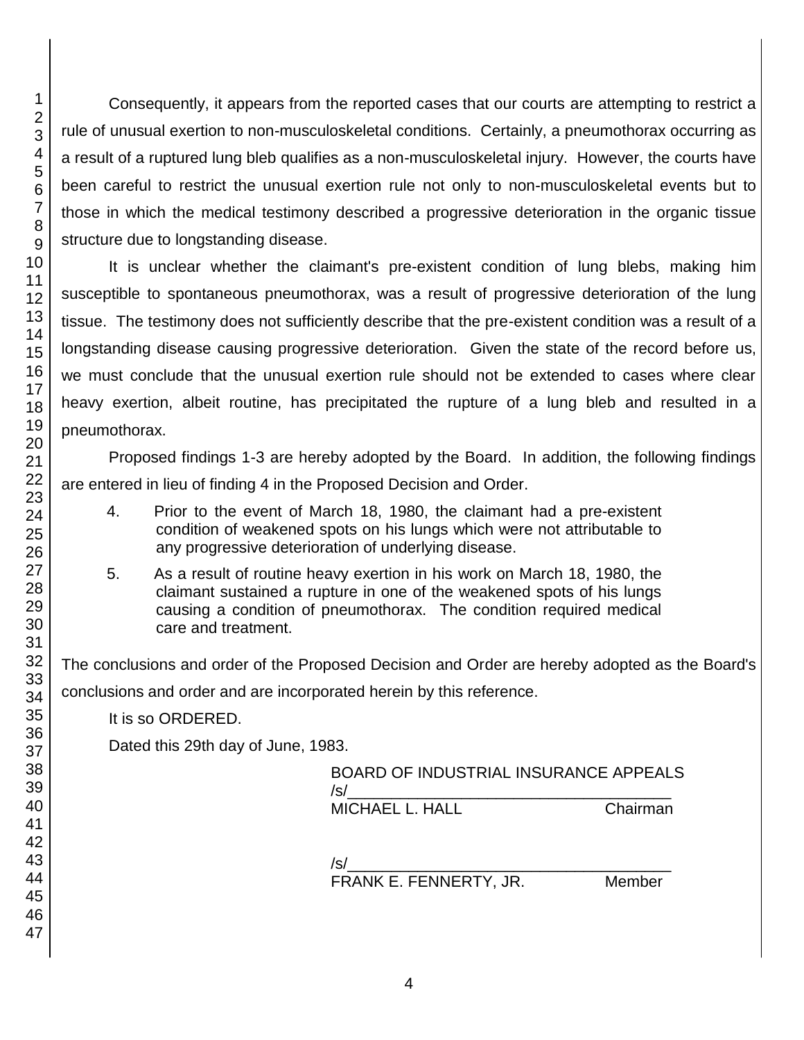Consequently, it appears from the reported cases that our courts are attempting to restrict a rule of unusual exertion to non-musculoskeletal conditions. Certainly, a pneumothorax occurring as a result of a ruptured lung bleb qualifies as a non-musculoskeletal injury. However, the courts have been careful to restrict the unusual exertion rule not only to non-musculoskeletal events but to those in which the medical testimony described a progressive deterioration in the organic tissue structure due to longstanding disease.

It is unclear whether the claimant's pre-existent condition of lung blebs, making him susceptible to spontaneous pneumothorax, was a result of progressive deterioration of the lung tissue. The testimony does not sufficiently describe that the pre-existent condition was a result of a longstanding disease causing progressive deterioration. Given the state of the record before us, we must conclude that the unusual exertion rule should not be extended to cases where clear heavy exertion, albeit routine, has precipitated the rupture of a lung bleb and resulted in a pneumothorax.

Proposed findings 1-3 are hereby adopted by the Board. In addition, the following findings are entered in lieu of finding 4 in the Proposed Decision and Order.

4. Prior to the event of March 18, 1980, the claimant had a pre-existent condition of weakened spots on his lungs which were not attributable to any progressive deterioration of underlying disease.

5. As a result of routine heavy exertion in his work on March 18, 1980, the claimant sustained a rupture in one of the weakened spots of his lungs causing a condition of pneumothorax. The condition required medical care and treatment.

The conclusions and order of the Proposed Decision and Order are hereby adopted as the Board's conclusions and order and are incorporated herein by this reference.

It is so ORDERED.

Dated this 29th day of June, 1983.

BOARD OF INDUSTRIAL INSURANCE APPEALS

/s/_____________________________________
MICHAEL L. HALL Chairman

/s/_____________________________________
FRANK E. FENNERTY, JR. Member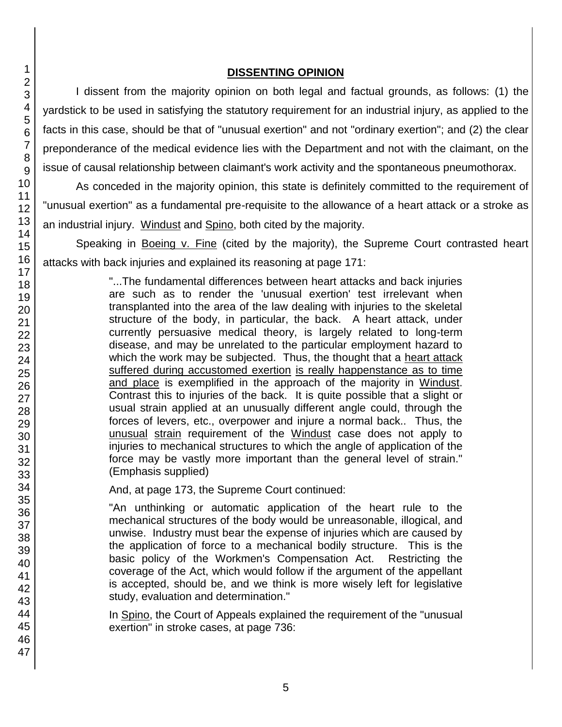## DISSENTING OPINION

I dissent from the majority opinion on both legal and factual grounds, as follows: (1) the yardstick to be used in satisfying the statutory requirement for an industrial injury, as applied to the facts in this case, should be that of "unusual exertion" and not "ordinary exertion"; and (2) the clear preponderance of the medical evidence lies with the Department and not with the claimant, on the issue of causal relationship between claimant's work activity and the spontaneous pneumothorax.

As conceded in the majority opinion, this state is definitely committed to the requirement of "unusual exertion" as a fundamental pre-requisite to the allowance of a heart attack or a stroke as an industrial injury. Windust and Spino, both cited by the majority.

Speaking in Boeing v. Fine (cited by the majority), the Supreme Court contrasted heart attacks with back injuries and explained its reasoning at page 171:

> "...The fundamental differences between heart attacks and back injuries are such as to render the 'unusual exertion' test irrelevant when transplanted into the area of the law dealing with injuries to the skeletal structure of the body, in particular, the back. A heart attack, under currently persuasive medical theory, is largely related to long-term disease, and may be unrelated to the particular employment hazard to which the work may be subjected. Thus, the thought that a heart attack suffered during accustomed exertion is really happenstance as to time and place is exemplified in the approach of the majority in Windust. Contrast this to injuries of the back. It is quite possible that a slight or usual strain applied at an unusually different angle could, through the forces of levers, etc., overpower and injure a normal back.. Thus, the unusual strain requirement of the Windust case does not apply to injuries to mechanical structures to which the angle of application of the force may be vastly more important than the general level of strain." (Emphasis supplied)

And, at page 173, the Supreme Court continued:

> "An unthinking or automatic application of the heart rule to the mechanical structures of the body would be unreasonable, illogical, and unwise. Industry must bear the expense of injuries which are caused by the application of force to a mechanical bodily structure. This is the basic policy of the Workmen's Compensation Act. Restricting the coverage of the Act, which would follow if the argument of the appellant is accepted, should be, and we think is more wisely left for legislative study, evaluation and determination."

In Spino, the Court of Appeals explained the requirement of the "unusual exertion" in stroke cases, at page 736: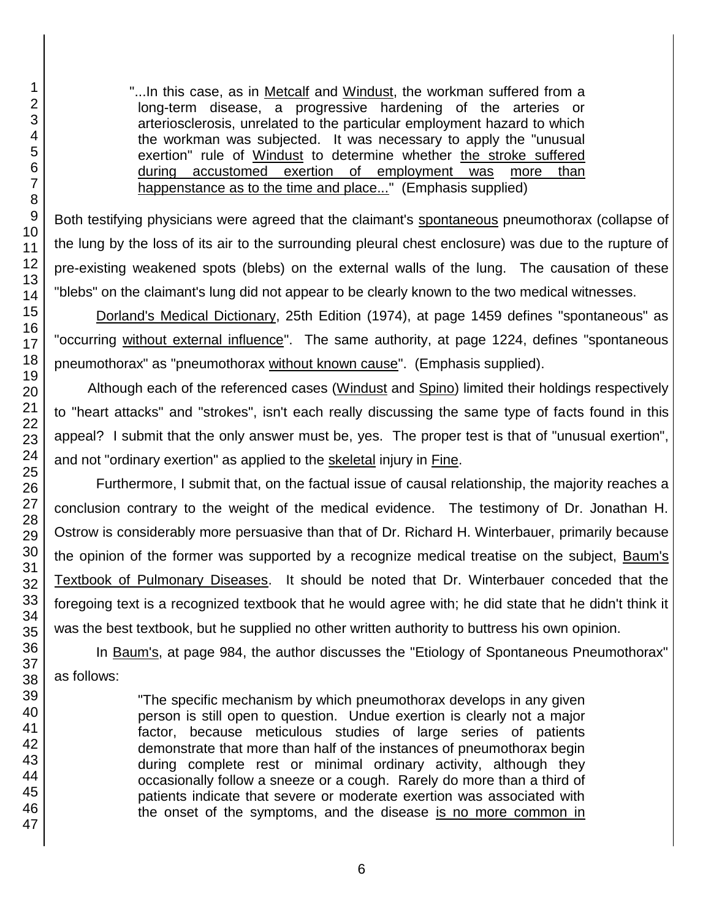> "...In this case, as in Metcalf and Windust, the workman suffered from a long-term disease, a progressive hardening of the arteries or arteriosclerosis, unrelated to the particular employment hazard to which the workman was subjected. It was necessary to apply the "unusual exertion" rule of Windust to determine whether the stroke suffered during accustomed exertion of employment was more than happenstance as to the time and place..." (Emphasis supplied)

Both testifying physicians were agreed that the claimant's spontaneous pneumothorax (collapse of the lung by the loss of its air to the surrounding pleural chest enclosure) was due to the rupture of pre-existing weakened spots (blebs) on the external walls of the lung. The causation of these "blebs" on the claimant's lung did not appear to be clearly known to the two medical witnesses.

Dorland's Medical Dictionary, 25th Edition (1974), at page 1459 defines "spontaneous" as "occurring without external influence". The same authority, at page 1224, defines "spontaneous pneumothorax" as "pneumothorax without known cause". (Emphasis supplied).

Although each of the referenced cases (Windust and Spino) limited their holdings respectively to "heart attacks" and "strokes", isn't each really discussing the same type of facts found in this appeal? I submit that the only answer must be, yes. The proper test is that of "unusual exertion", and not "ordinary exertion" as applied to the skeletal injury in Fine.

Furthermore, I submit that, on the factual issue of causal relationship, the majority reaches a conclusion contrary to the weight of the medical evidence. The testimony of Dr. Jonathan H. Ostrow is considerably more persuasive than that of Dr. Richard H. Winterbauer, primarily because the opinion of the former was supported by a recognize medical treatise on the subject, Baum's Textbook of Pulmonary Diseases. It should be noted that Dr. Winterbauer conceded that the foregoing text is a recognized textbook that he would agree with; he did state that he didn't think it was the best textbook, but he supplied no other written authority to buttress his own opinion.

In Baum's, at page 984, the author discusses the "Etiology of Spontaneous Pneumothorax" as follows:

> "The specific mechanism by which pneumothorax develops in any given person is still open to question. Undue exertion is clearly not a major factor, because meticulous studies of large series of patients demonstrate that more than half of the instances of pneumothorax begin during complete rest or minimal ordinary activity, although they occasionally follow a sneeze or a cough. Rarely do more than a third of patients indicate that severe or moderate exertion was associated with the onset of the symptoms, and the disease is no more common in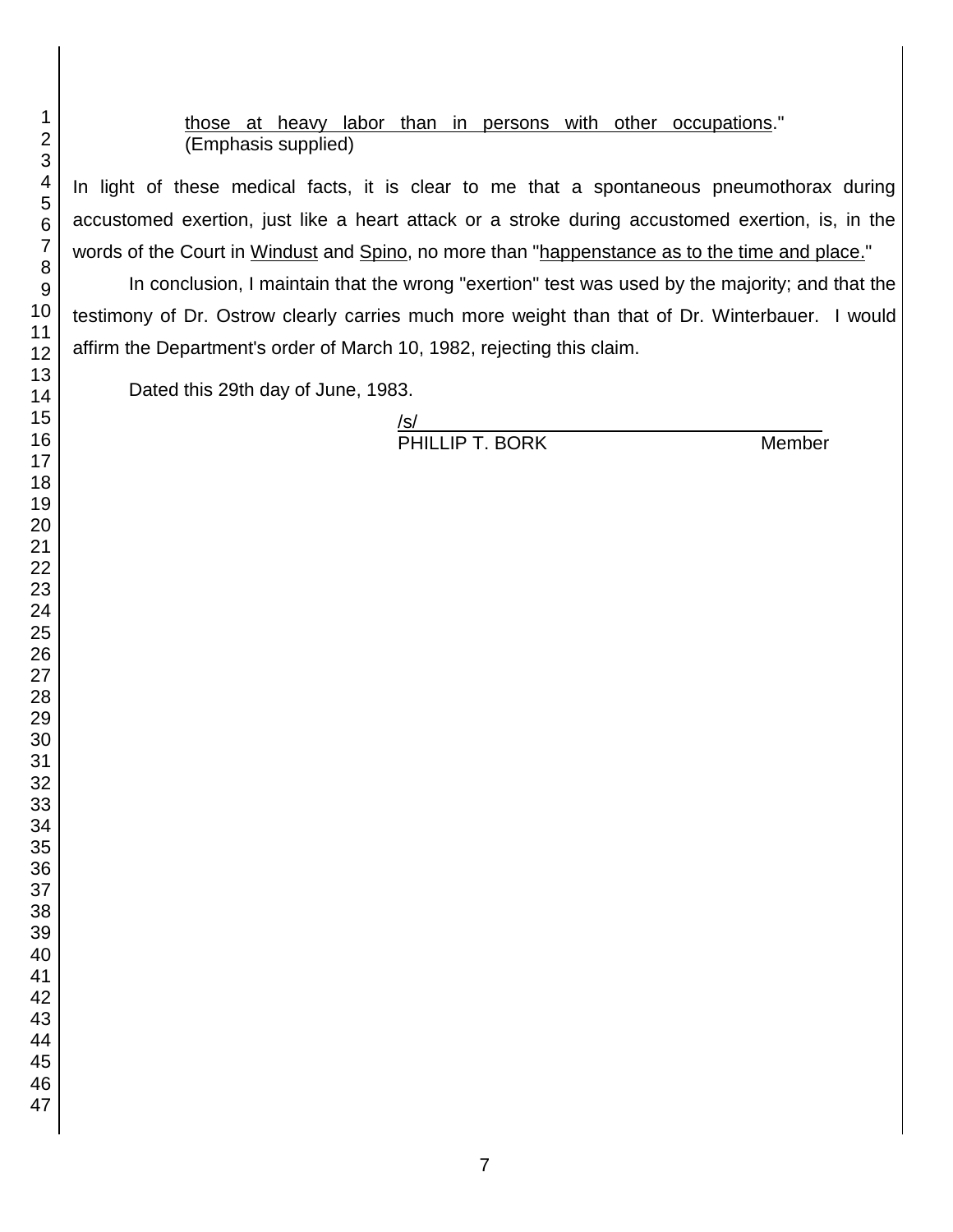those at heavy labor than in persons with other occupations."
(Emphasis supplied)

In light of these medical facts, it is clear to me that a spontaneous pneumothorax during accustomed exertion, just like a heart attack or a stroke during accustomed exertion, is, in the words of the Court in Windust and Spino, no more than "happenstance as to the time and place."

In conclusion, I maintain that the wrong "exertion" test was used by the majority; and that the testimony of Dr. Ostrow clearly carries much more weight than that of Dr. Winterbauer. I would affirm the Department's order of March 10, 1982, rejecting this claim.

Dated this 29th day of June, 1983.

/s/
PHILLIP T. BORK Member